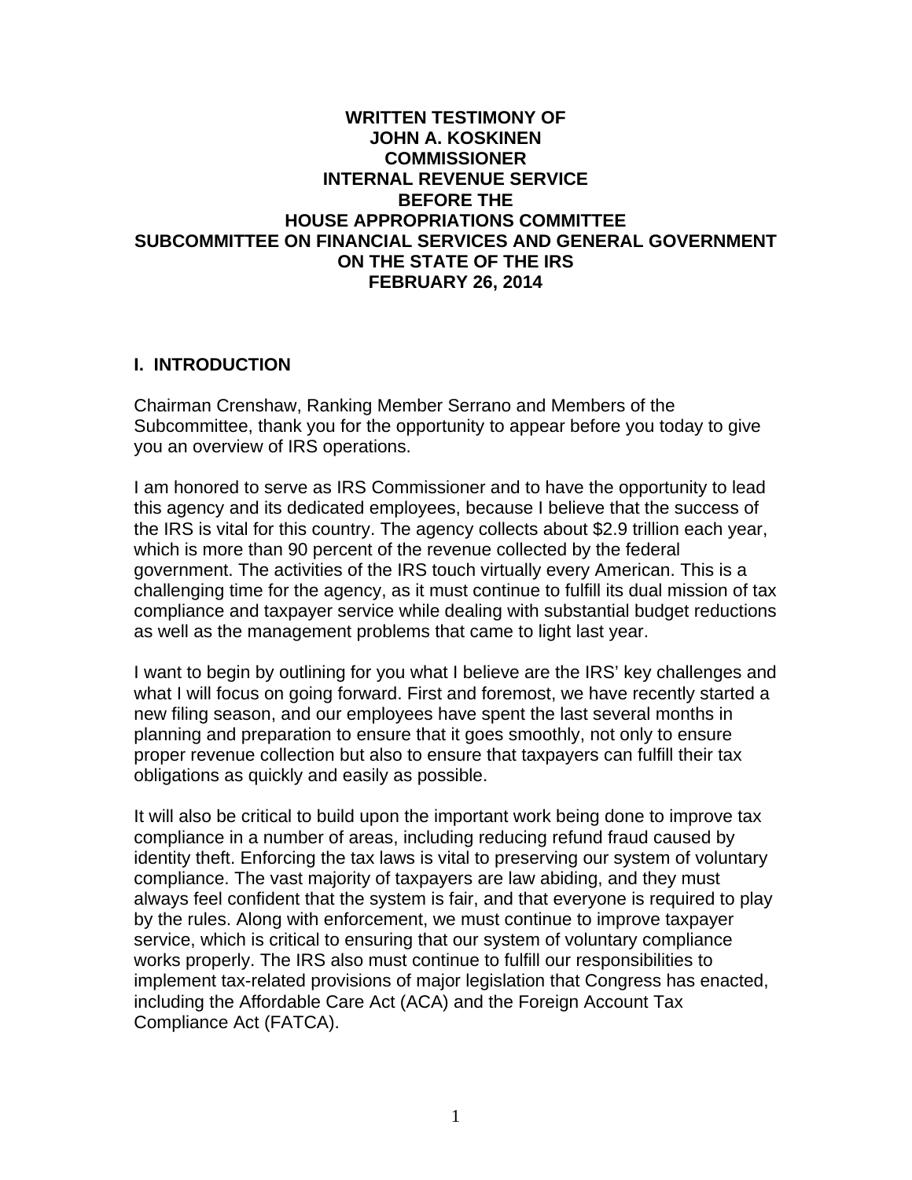**WRITTEN TESTIMONY OF**
**JOHN A. KOSKINEN**
**COMMISSIONER**
**INTERNAL REVENUE SERVICE**
**BEFORE THE**
**HOUSE APPROPRIATIONS COMMITTEE**
**SUBCOMMITTEE ON FINANCIAL SERVICES AND GENERAL GOVERNMENT**
**ON THE STATE OF THE IRS**
**FEBRUARY 26, 2014**

## I. INTRODUCTION

Chairman Crenshaw, Ranking Member Serrano and Members of the Subcommittee, thank you for the opportunity to appear before you today to give you an overview of IRS operations.

I am honored to serve as IRS Commissioner and to have the opportunity to lead this agency and its dedicated employees, because I believe that the success of the IRS is vital for this country. The agency collects about $2.9 trillion each year, which is more than 90 percent of the revenue collected by the federal government. The activities of the IRS touch virtually every American. This is a challenging time for the agency, as it must continue to fulfill its dual mission of tax compliance and taxpayer service while dealing with substantial budget reductions as well as the management problems that came to light last year.

I want to begin by outlining for you what I believe are the IRS' key challenges and what I will focus on going forward. First and foremost, we have recently started a new filing season, and our employees have spent the last several months in planning and preparation to ensure that it goes smoothly, not only to ensure proper revenue collection but also to ensure that taxpayers can fulfill their tax obligations as quickly and easily as possible.

It will also be critical to build upon the important work being done to improve tax compliance in a number of areas, including reducing refund fraud caused by identity theft. Enforcing the tax laws is vital to preserving our system of voluntary compliance. The vast majority of taxpayers are law abiding, and they must always feel confident that the system is fair, and that everyone is required to play by the rules. Along with enforcement, we must continue to improve taxpayer service, which is critical to ensuring that our system of voluntary compliance works properly. The IRS also must continue to fulfill our responsibilities to implement tax-related provisions of major legislation that Congress has enacted, including the Affordable Care Act (ACA) and the Foreign Account Tax Compliance Act (FATCA).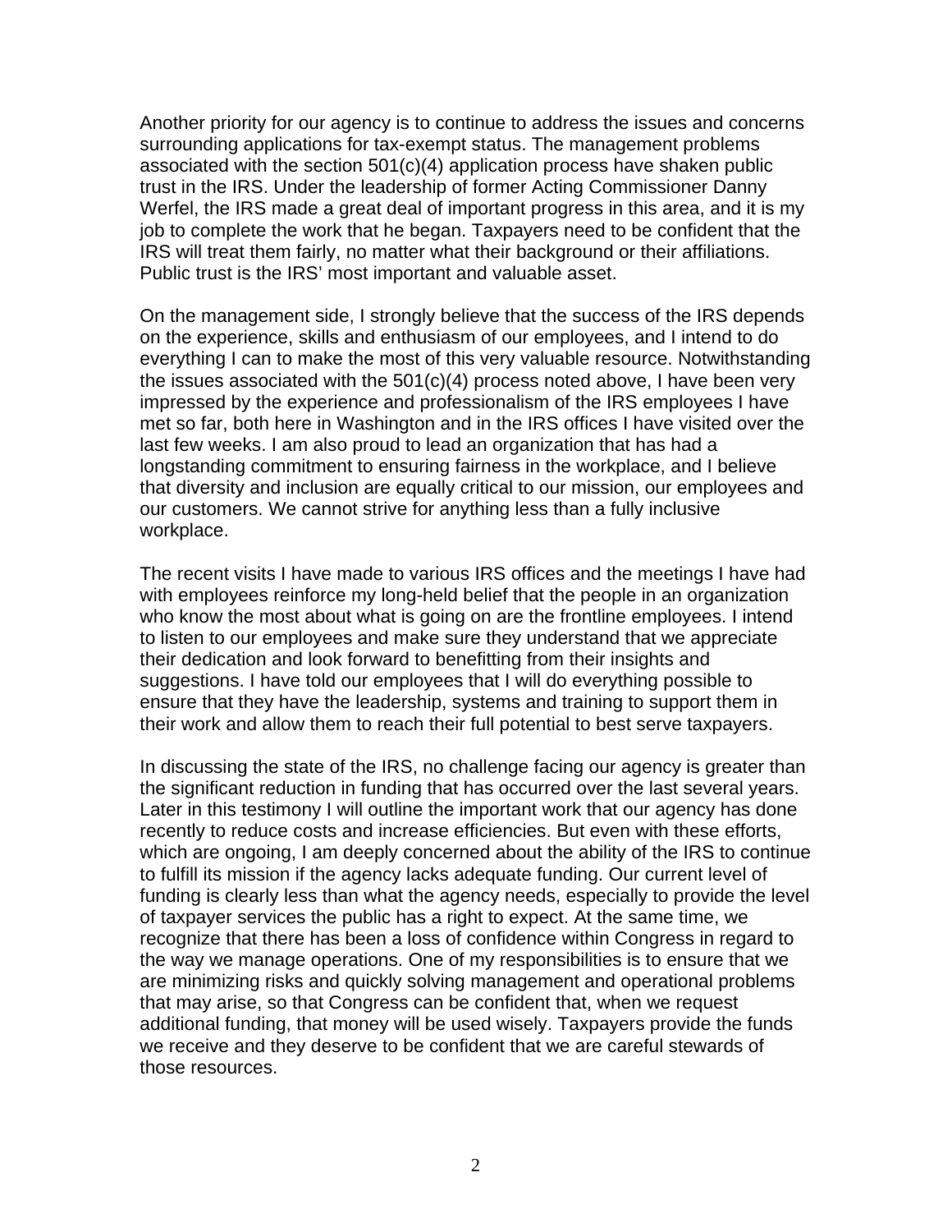Another priority for our agency is to continue to address the issues and concerns surrounding applications for tax-exempt status. The management problems associated with the section 501(c)(4) application process have shaken public trust in the IRS. Under the leadership of former Acting Commissioner Danny Werfel, the IRS made a great deal of important progress in this area, and it is my job to complete the work that he began. Taxpayers need to be confident that the IRS will treat them fairly, no matter what their background or their affiliations. Public trust is the IRS' most important and valuable asset.

On the management side, I strongly believe that the success of the IRS depends on the experience, skills and enthusiasm of our employees, and I intend to do everything I can to make the most of this very valuable resource. Notwithstanding the issues associated with the 501(c)(4) process noted above, I have been very impressed by the experience and professionalism of the IRS employees I have met so far, both here in Washington and in the IRS offices I have visited over the last few weeks. I am also proud to lead an organization that has had a longstanding commitment to ensuring fairness in the workplace, and I believe that diversity and inclusion are equally critical to our mission, our employees and our customers. We cannot strive for anything less than a fully inclusive workplace.

The recent visits I have made to various IRS offices and the meetings I have had with employees reinforce my long-held belief that the people in an organization who know the most about what is going on are the frontline employees. I intend to listen to our employees and make sure they understand that we appreciate their dedication and look forward to benefitting from their insights and suggestions. I have told our employees that I will do everything possible to ensure that they have the leadership, systems and training to support them in their work and allow them to reach their full potential to best serve taxpayers.

In discussing the state of the IRS, no challenge facing our agency is greater than the significant reduction in funding that has occurred over the last several years. Later in this testimony I will outline the important work that our agency has done recently to reduce costs and increase efficiencies. But even with these efforts, which are ongoing, I am deeply concerned about the ability of the IRS to continue to fulfill its mission if the agency lacks adequate funding. Our current level of funding is clearly less than what the agency needs, especially to provide the level of taxpayer services the public has a right to expect. At the same time, we recognize that there has been a loss of confidence within Congress in regard to the way we manage operations. One of my responsibilities is to ensure that we are minimizing risks and quickly solving management and operational problems that may arise, so that Congress can be confident that, when we request additional funding, that money will be used wisely. Taxpayers provide the funds we receive and they deserve to be confident that we are careful stewards of those resources.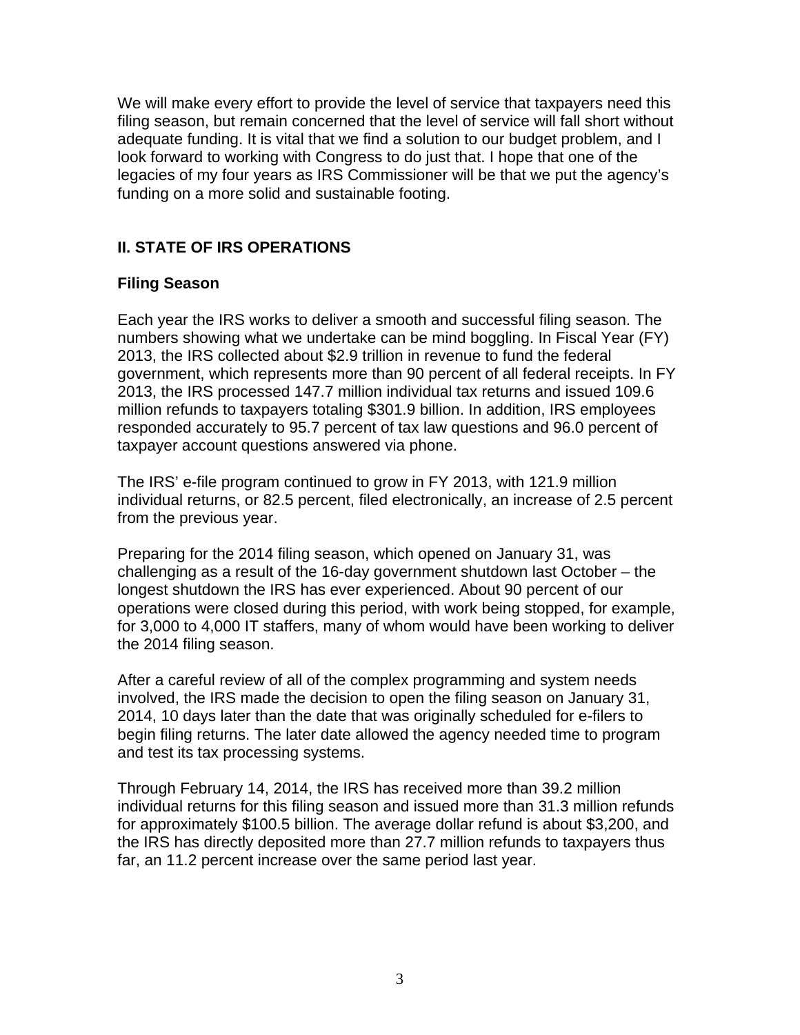We will make every effort to provide the level of service that taxpayers need this filing season, but remain concerned that the level of service will fall short without adequate funding. It is vital that we find a solution to our budget problem, and I look forward to working with Congress to do just that. I hope that one of the legacies of my four years as IRS Commissioner will be that we put the agency's funding on a more solid and sustainable footing.

## II. STATE OF IRS OPERATIONS

### Filing Season

Each year the IRS works to deliver a smooth and successful filing season. The numbers showing what we undertake can be mind boggling. In Fiscal Year (FY) 2013, the IRS collected about $2.9 trillion in revenue to fund the federal government, which represents more than 90 percent of all federal receipts. In FY 2013, the IRS processed 147.7 million individual tax returns and issued 109.6 million refunds to taxpayers totaling $301.9 billion. In addition, IRS employees responded accurately to 95.7 percent of tax law questions and 96.0 percent of taxpayer account questions answered via phone.

The IRS' e-file program continued to grow in FY 2013, with 121.9 million individual returns, or 82.5 percent, filed electronically, an increase of 2.5 percent from the previous year.

Preparing for the 2014 filing season, which opened on January 31, was challenging as a result of the 16-day government shutdown last October – the longest shutdown the IRS has ever experienced. About 90 percent of our operations were closed during this period, with work being stopped, for example, for 3,000 to 4,000 IT staffers, many of whom would have been working to deliver the 2014 filing season.

After a careful review of all of the complex programming and system needs involved, the IRS made the decision to open the filing season on January 31, 2014, 10 days later than the date that was originally scheduled for e-filers to begin filing returns. The later date allowed the agency needed time to program and test its tax processing systems.

Through February 14, 2014, the IRS has received more than 39.2 million individual returns for this filing season and issued more than 31.3 million refunds for approximately $100.5 billion. The average dollar refund is about $3,200, and the IRS has directly deposited more than 27.7 million refunds to taxpayers thus far, an 11.2 percent increase over the same period last year.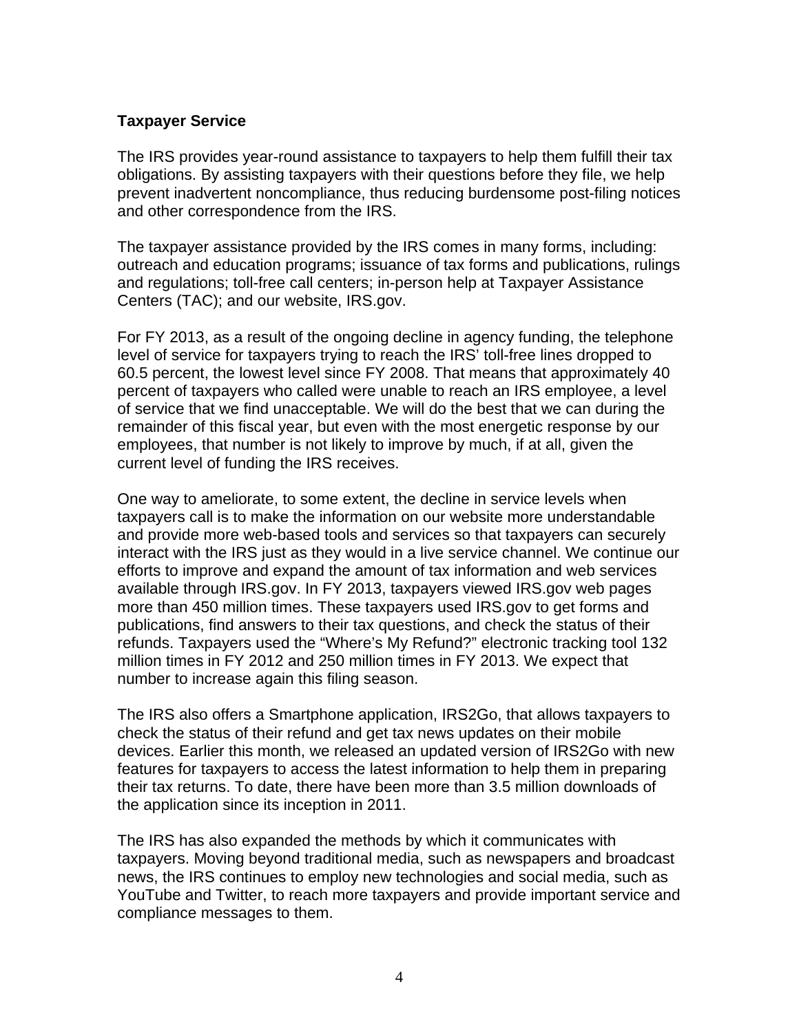**Taxpayer Service**

The IRS provides year-round assistance to taxpayers to help them fulfill their tax obligations. By assisting taxpayers with their questions before they file, we help prevent inadvertent noncompliance, thus reducing burdensome post-filing notices and other correspondence from the IRS.

The taxpayer assistance provided by the IRS comes in many forms, including: outreach and education programs; issuance of tax forms and publications, rulings and regulations; toll-free call centers; in-person help at Taxpayer Assistance Centers (TAC); and our website, IRS.gov.

For FY 2013, as a result of the ongoing decline in agency funding, the telephone level of service for taxpayers trying to reach the IRS' toll-free lines dropped to 60.5 percent, the lowest level since FY 2008. That means that approximately 40 percent of taxpayers who called were unable to reach an IRS employee, a level of service that we find unacceptable. We will do the best that we can during the remainder of this fiscal year, but even with the most energetic response by our employees, that number is not likely to improve by much, if at all, given the current level of funding the IRS receives.

One way to ameliorate, to some extent, the decline in service levels when taxpayers call is to make the information on our website more understandable and provide more web-based tools and services so that taxpayers can securely interact with the IRS just as they would in a live service channel. We continue our efforts to improve and expand the amount of tax information and web services available through IRS.gov. In FY 2013, taxpayers viewed IRS.gov web pages more than 450 million times. These taxpayers used IRS.gov to get forms and publications, find answers to their tax questions, and check the status of their refunds. Taxpayers used the "Where's My Refund?" electronic tracking tool 132 million times in FY 2012 and 250 million times in FY 2013. We expect that number to increase again this filing season.

The IRS also offers a Smartphone application, IRS2Go, that allows taxpayers to check the status of their refund and get tax news updates on their mobile devices. Earlier this month, we released an updated version of IRS2Go with new features for taxpayers to access the latest information to help them in preparing their tax returns. To date, there have been more than 3.5 million downloads of the application since its inception in 2011.

The IRS has also expanded the methods by which it communicates with taxpayers. Moving beyond traditional media, such as newspapers and broadcast news, the IRS continues to employ new technologies and social media, such as YouTube and Twitter, to reach more taxpayers and provide important service and compliance messages to them.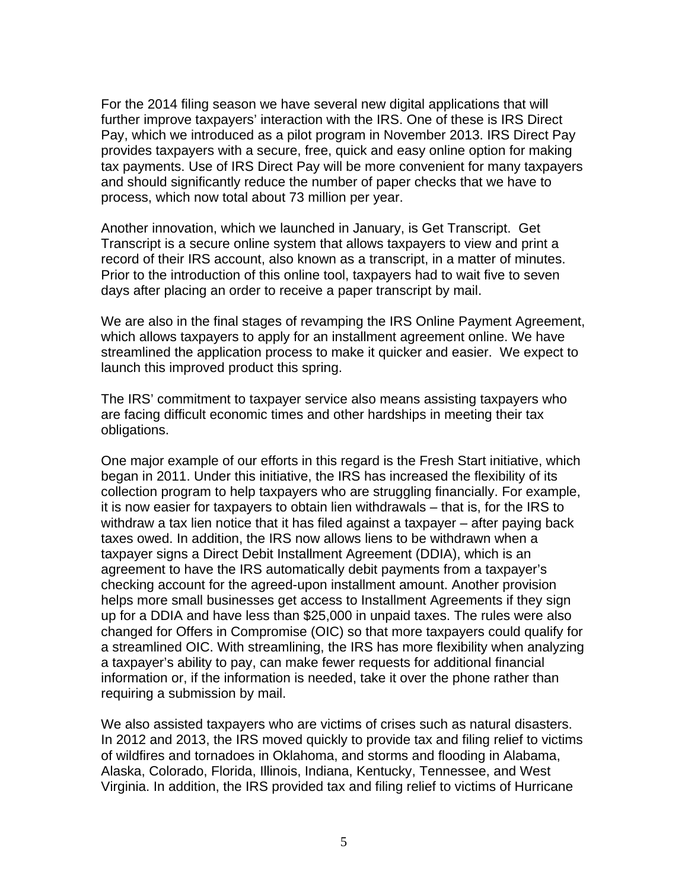For the 2014 filing season we have several new digital applications that will further improve taxpayers' interaction with the IRS. One of these is IRS Direct Pay, which we introduced as a pilot program in November 2013. IRS Direct Pay provides taxpayers with a secure, free, quick and easy online option for making tax payments. Use of IRS Direct Pay will be more convenient for many taxpayers and should significantly reduce the number of paper checks that we have to process, which now total about 73 million per year.

Another innovation, which we launched in January, is Get Transcript. Get Transcript is a secure online system that allows taxpayers to view and print a record of their IRS account, also known as a transcript, in a matter of minutes. Prior to the introduction of this online tool, taxpayers had to wait five to seven days after placing an order to receive a paper transcript by mail.

We are also in the final stages of revamping the IRS Online Payment Agreement, which allows taxpayers to apply for an installment agreement online. We have streamlined the application process to make it quicker and easier. We expect to launch this improved product this spring.

The IRS' commitment to taxpayer service also means assisting taxpayers who are facing difficult economic times and other hardships in meeting their tax obligations.

One major example of our efforts in this regard is the Fresh Start initiative, which began in 2011. Under this initiative, the IRS has increased the flexibility of its collection program to help taxpayers who are struggling financially. For example, it is now easier for taxpayers to obtain lien withdrawals – that is, for the IRS to withdraw a tax lien notice that it has filed against a taxpayer – after paying back taxes owed. In addition, the IRS now allows liens to be withdrawn when a taxpayer signs a Direct Debit Installment Agreement (DDIA), which is an agreement to have the IRS automatically debit payments from a taxpayer's checking account for the agreed-upon installment amount. Another provision helps more small businesses get access to Installment Agreements if they sign up for a DDIA and have less than $25,000 in unpaid taxes. The rules were also changed for Offers in Compromise (OIC) so that more taxpayers could qualify for a streamlined OIC. With streamlining, the IRS has more flexibility when analyzing a taxpayer's ability to pay, can make fewer requests for additional financial information or, if the information is needed, take it over the phone rather than requiring a submission by mail.

We also assisted taxpayers who are victims of crises such as natural disasters. In 2012 and 2013, the IRS moved quickly to provide tax and filing relief to victims of wildfires and tornadoes in Oklahoma, and storms and flooding in Alabama, Alaska, Colorado, Florida, Illinois, Indiana, Kentucky, Tennessee, and West Virginia. In addition, the IRS provided tax and filing relief to victims of Hurricane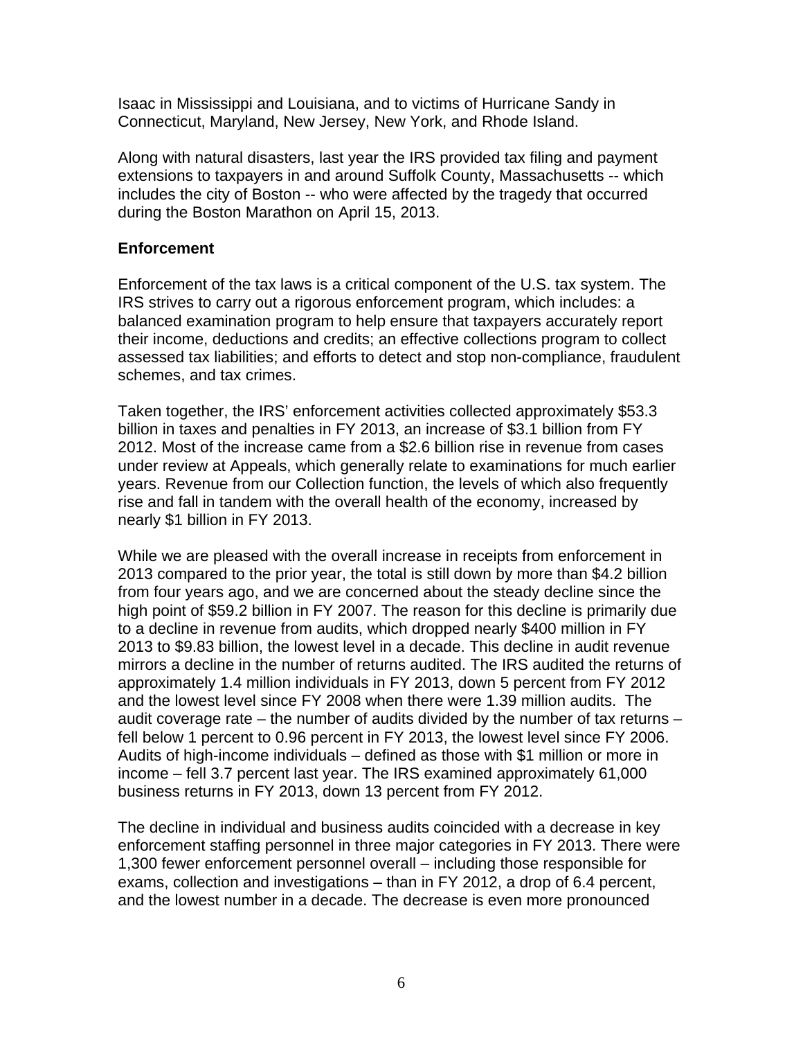Isaac in Mississippi and Louisiana, and to victims of Hurricane Sandy in Connecticut, Maryland, New Jersey, New York, and Rhode Island.

Along with natural disasters, last year the IRS provided tax filing and payment extensions to taxpayers in and around Suffolk County, Massachusetts -- which includes the city of Boston -- who were affected by the tragedy that occurred during the Boston Marathon on April 15, 2013.

**Enforcement**

Enforcement of the tax laws is a critical component of the U.S. tax system. The IRS strives to carry out a rigorous enforcement program, which includes: a balanced examination program to help ensure that taxpayers accurately report their income, deductions and credits; an effective collections program to collect assessed tax liabilities; and efforts to detect and stop non-compliance, fraudulent schemes, and tax crimes.

Taken together, the IRS' enforcement activities collected approximately $53.3 billion in taxes and penalties in FY 2013, an increase of $3.1 billion from FY 2012. Most of the increase came from a $2.6 billion rise in revenue from cases under review at Appeals, which generally relate to examinations for much earlier years. Revenue from our Collection function, the levels of which also frequently rise and fall in tandem with the overall health of the economy, increased by nearly $1 billion in FY 2013.

While we are pleased with the overall increase in receipts from enforcement in 2013 compared to the prior year, the total is still down by more than $4.2 billion from four years ago, and we are concerned about the steady decline since the high point of $59.2 billion in FY 2007. The reason for this decline is primarily due to a decline in revenue from audits, which dropped nearly $400 million in FY 2013 to $9.83 billion, the lowest level in a decade. This decline in audit revenue mirrors a decline in the number of returns audited. The IRS audited the returns of approximately 1.4 million individuals in FY 2013, down 5 percent from FY 2012 and the lowest level since FY 2008 when there were 1.39 million audits. The audit coverage rate – the number of audits divided by the number of tax returns – fell below 1 percent to 0.96 percent in FY 2013, the lowest level since FY 2006. Audits of high-income individuals – defined as those with $1 million or more in income – fell 3.7 percent last year. The IRS examined approximately 61,000 business returns in FY 2013, down 13 percent from FY 2012.

The decline in individual and business audits coincided with a decrease in key enforcement staffing personnel in three major categories in FY 2013. There were 1,300 fewer enforcement personnel overall – including those responsible for exams, collection and investigations – than in FY 2012, a drop of 6.4 percent, and the lowest number in a decade. The decrease is even more pronounced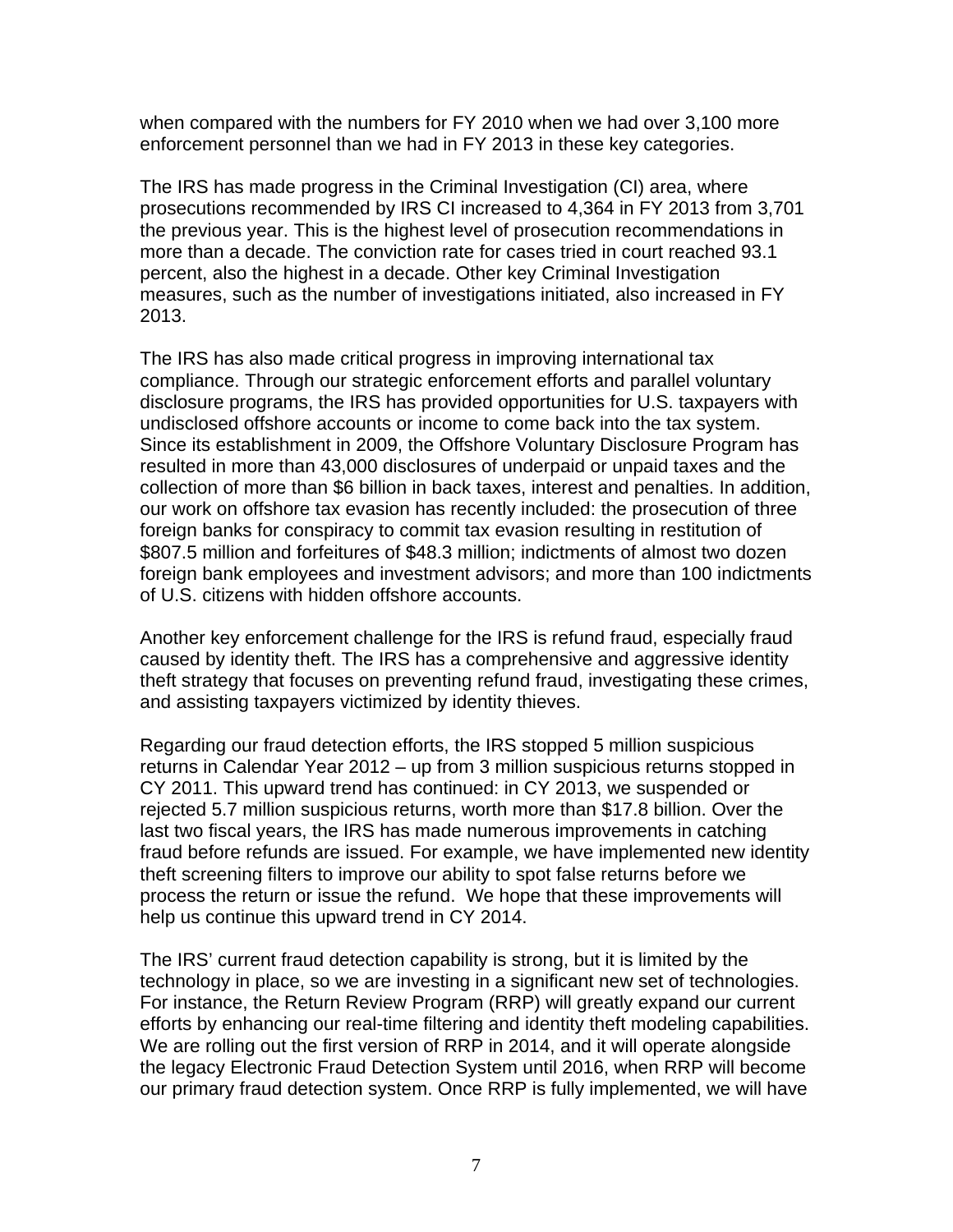when compared with the numbers for FY 2010 when we had over 3,100 more enforcement personnel than we had in FY 2013 in these key categories.

The IRS has made progress in the Criminal Investigation (CI) area, where prosecutions recommended by IRS CI increased to 4,364 in FY 2013 from 3,701 the previous year. This is the highest level of prosecution recommendations in more than a decade. The conviction rate for cases tried in court reached 93.1 percent, also the highest in a decade. Other key Criminal Investigation measures, such as the number of investigations initiated, also increased in FY 2013.

The IRS has also made critical progress in improving international tax compliance. Through our strategic enforcement efforts and parallel voluntary disclosure programs, the IRS has provided opportunities for U.S. taxpayers with undisclosed offshore accounts or income to come back into the tax system. Since its establishment in 2009, the Offshore Voluntary Disclosure Program has resulted in more than 43,000 disclosures of underpaid or unpaid taxes and the collection of more than $6 billion in back taxes, interest and penalties. In addition, our work on offshore tax evasion has recently included: the prosecution of three foreign banks for conspiracy to commit tax evasion resulting in restitution of $807.5 million and forfeitures of $48.3 million; indictments of almost two dozen foreign bank employees and investment advisors; and more than 100 indictments of U.S. citizens with hidden offshore accounts.

Another key enforcement challenge for the IRS is refund fraud, especially fraud caused by identity theft. The IRS has a comprehensive and aggressive identity theft strategy that focuses on preventing refund fraud, investigating these crimes, and assisting taxpayers victimized by identity thieves.

Regarding our fraud detection efforts, the IRS stopped 5 million suspicious returns in Calendar Year 2012 – up from 3 million suspicious returns stopped in CY 2011. This upward trend has continued: in CY 2013, we suspended or rejected 5.7 million suspicious returns, worth more than $17.8 billion. Over the last two fiscal years, the IRS has made numerous improvements in catching fraud before refunds are issued. For example, we have implemented new identity theft screening filters to improve our ability to spot false returns before we process the return or issue the refund. We hope that these improvements will help us continue this upward trend in CY 2014.

The IRS' current fraud detection capability is strong, but it is limited by the technology in place, so we are investing in a significant new set of technologies. For instance, the Return Review Program (RRP) will greatly expand our current efforts by enhancing our real-time filtering and identity theft modeling capabilities. We are rolling out the first version of RRP in 2014, and it will operate alongside the legacy Electronic Fraud Detection System until 2016, when RRP will become our primary fraud detection system. Once RRP is fully implemented, we will have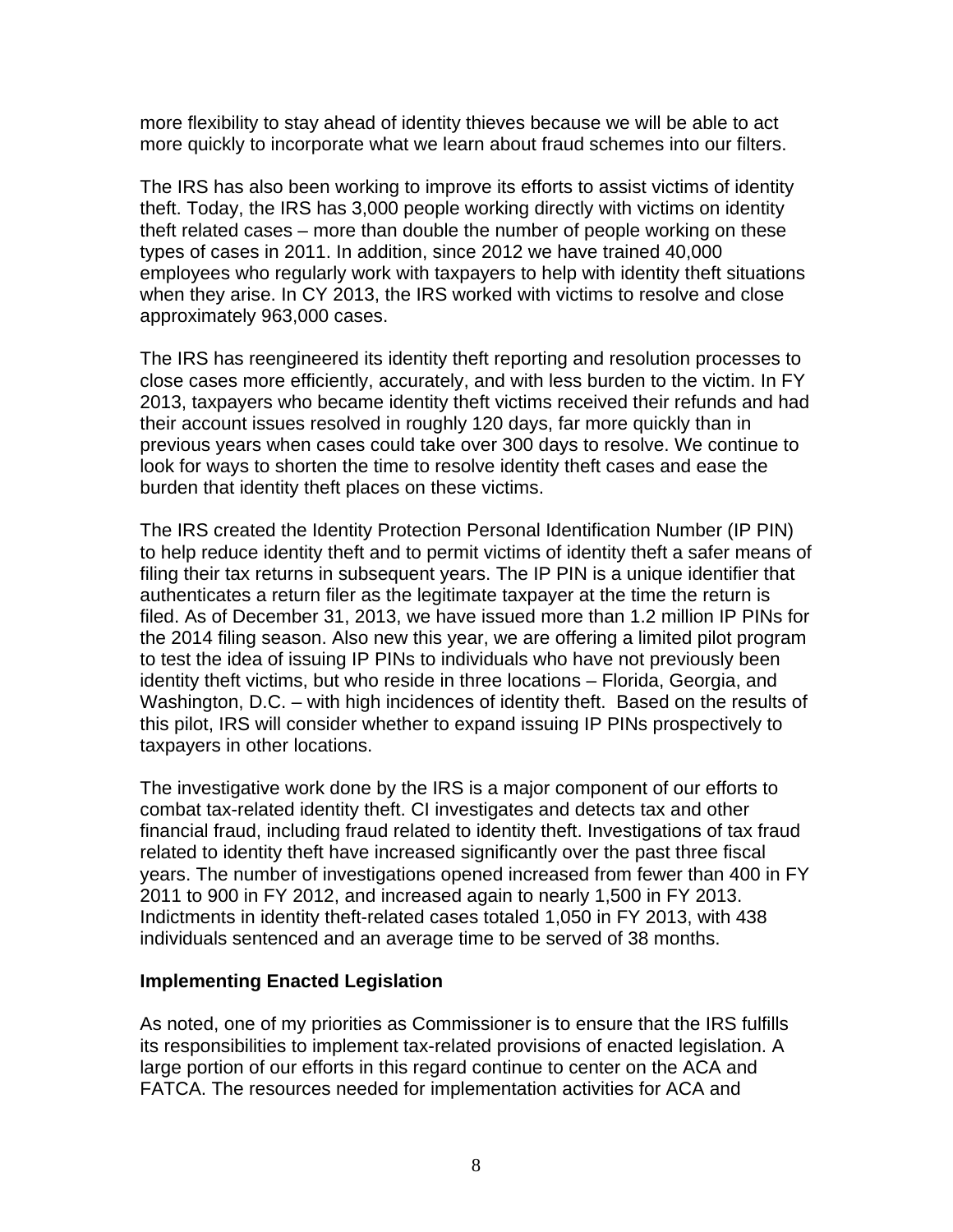more flexibility to stay ahead of identity thieves because we will be able to act more quickly to incorporate what we learn about fraud schemes into our filters.

The IRS has also been working to improve its efforts to assist victims of identity theft. Today, the IRS has 3,000 people working directly with victims on identity theft related cases – more than double the number of people working on these types of cases in 2011. In addition, since 2012 we have trained 40,000 employees who regularly work with taxpayers to help with identity theft situations when they arise. In CY 2013, the IRS worked with victims to resolve and close approximately 963,000 cases.

The IRS has reengineered its identity theft reporting and resolution processes to close cases more efficiently, accurately, and with less burden to the victim. In FY 2013, taxpayers who became identity theft victims received their refunds and had their account issues resolved in roughly 120 days, far more quickly than in previous years when cases could take over 300 days to resolve. We continue to look for ways to shorten the time to resolve identity theft cases and ease the burden that identity theft places on these victims.

The IRS created the Identity Protection Personal Identification Number (IP PIN) to help reduce identity theft and to permit victims of identity theft a safer means of filing their tax returns in subsequent years. The IP PIN is a unique identifier that authenticates a return filer as the legitimate taxpayer at the time the return is filed. As of December 31, 2013, we have issued more than 1.2 million IP PINs for the 2014 filing season. Also new this year, we are offering a limited pilot program to test the idea of issuing IP PINs to individuals who have not previously been identity theft victims, but who reside in three locations – Florida, Georgia, and Washington, D.C. – with high incidences of identity theft. Based on the results of this pilot, IRS will consider whether to expand issuing IP PINs prospectively to taxpayers in other locations.

The investigative work done by the IRS is a major component of our efforts to combat tax-related identity theft. CI investigates and detects tax and other financial fraud, including fraud related to identity theft. Investigations of tax fraud related to identity theft have increased significantly over the past three fiscal years. The number of investigations opened increased from fewer than 400 in FY 2011 to 900 in FY 2012, and increased again to nearly 1,500 in FY 2013. Indictments in identity theft-related cases totaled 1,050 in FY 2013, with 438 individuals sentenced and an average time to be served of 38 months.

**Implementing Enacted Legislation**

As noted, one of my priorities as Commissioner is to ensure that the IRS fulfills its responsibilities to implement tax-related provisions of enacted legislation. A large portion of our efforts in this regard continue to center on the ACA and FATCA. The resources needed for implementation activities for ACA and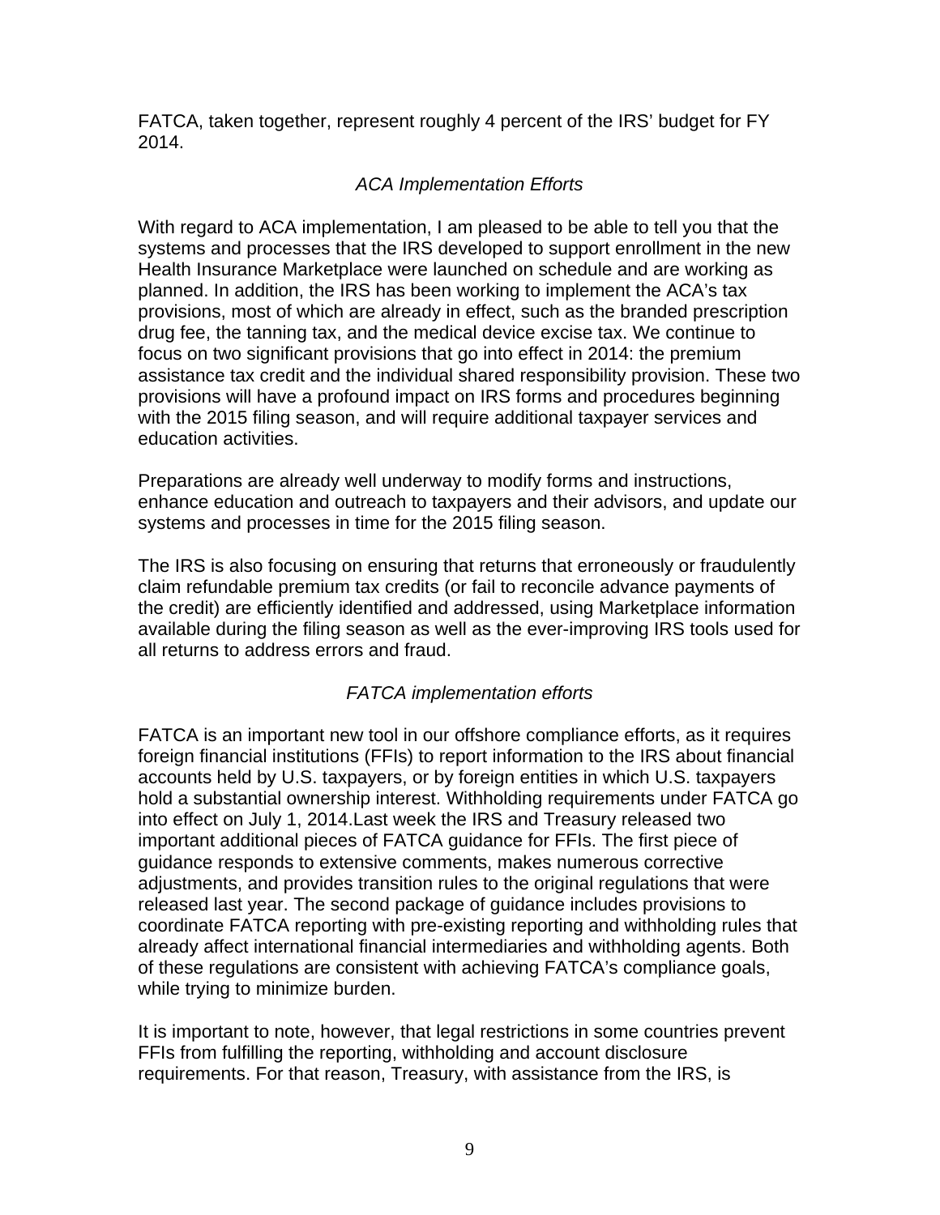FATCA, taken together, represent roughly 4 percent of the IRS' budget for FY 2014.

*ACA Implementation Efforts*

With regard to ACA implementation, I am pleased to be able to tell you that the systems and processes that the IRS developed to support enrollment in the new Health Insurance Marketplace were launched on schedule and are working as planned. In addition, the IRS has been working to implement the ACA's tax provisions, most of which are already in effect, such as the branded prescription drug fee, the tanning tax, and the medical device excise tax. We continue to focus on two significant provisions that go into effect in 2014: the premium assistance tax credit and the individual shared responsibility provision. These two provisions will have a profound impact on IRS forms and procedures beginning with the 2015 filing season, and will require additional taxpayer services and education activities.

Preparations are already well underway to modify forms and instructions, enhance education and outreach to taxpayers and their advisors, and update our systems and processes in time for the 2015 filing season.

The IRS is also focusing on ensuring that returns that erroneously or fraudulently claim refundable premium tax credits (or fail to reconcile advance payments of the credit) are efficiently identified and addressed, using Marketplace information available during the filing season as well as the ever-improving IRS tools used for all returns to address errors and fraud.

*FATCA implementation efforts*

FATCA is an important new tool in our offshore compliance efforts, as it requires foreign financial institutions (FFIs) to report information to the IRS about financial accounts held by U.S. taxpayers, or by foreign entities in which U.S. taxpayers hold a substantial ownership interest. Withholding requirements under FATCA go into effect on July 1, 2014.Last week the IRS and Treasury released two important additional pieces of FATCA guidance for FFIs. The first piece of guidance responds to extensive comments, makes numerous corrective adjustments, and provides transition rules to the original regulations that were released last year. The second package of guidance includes provisions to coordinate FATCA reporting with pre-existing reporting and withholding rules that already affect international financial intermediaries and withholding agents. Both of these regulations are consistent with achieving FATCA's compliance goals, while trying to minimize burden.

It is important to note, however, that legal restrictions in some countries prevent FFIs from fulfilling the reporting, withholding and account disclosure requirements. For that reason, Treasury, with assistance from the IRS, is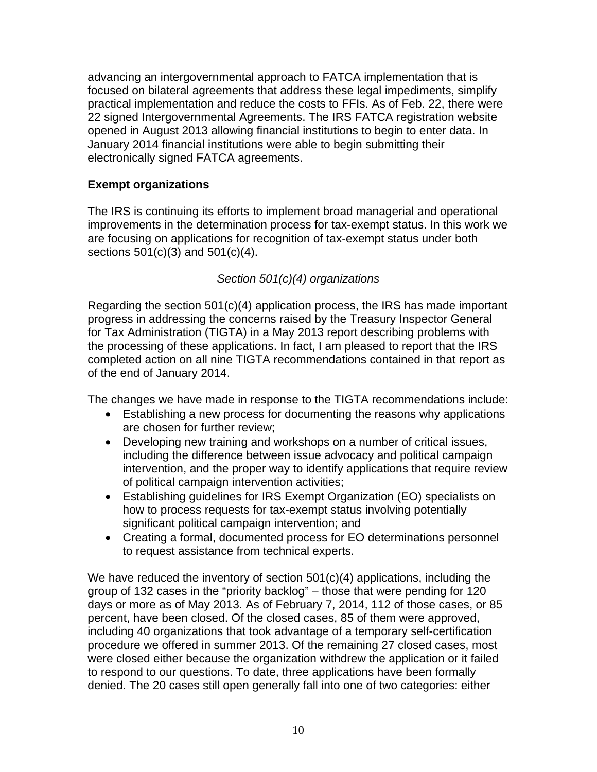advancing an intergovernmental approach to FATCA implementation that is focused on bilateral agreements that address these legal impediments, simplify practical implementation and reduce the costs to FFIs. As of Feb. 22, there were 22 signed Intergovernmental Agreements. The IRS FATCA registration website opened in August 2013 allowing financial institutions to begin to enter data. In January 2014 financial institutions were able to begin submitting their electronically signed FATCA agreements.

**Exempt organizations**

The IRS is continuing its efforts to implement broad managerial and operational improvements in the determination process for tax-exempt status. In this work we are focusing on applications for recognition of tax-exempt status under both sections 501(c)(3) and 501(c)(4).

*Section 501(c)(4) organizations*

Regarding the section 501(c)(4) application process, the IRS has made important progress in addressing the concerns raised by the Treasury Inspector General for Tax Administration (TIGTA) in a May 2013 report describing problems with the processing of these applications. In fact, I am pleased to report that the IRS completed action on all nine TIGTA recommendations contained in that report as of the end of January 2014.

The changes we have made in response to the TIGTA recommendations include:

- Establishing a new process for documenting the reasons why applications are chosen for further review;
- Developing new training and workshops on a number of critical issues, including the difference between issue advocacy and political campaign intervention, and the proper way to identify applications that require review of political campaign intervention activities;
- Establishing guidelines for IRS Exempt Organization (EO) specialists on how to process requests for tax-exempt status involving potentially significant political campaign intervention; and
- Creating a formal, documented process for EO determinations personnel to request assistance from technical experts.

We have reduced the inventory of section 501(c)(4) applications, including the group of 132 cases in the "priority backlog" – those that were pending for 120 days or more as of May 2013. As of February 7, 2014, 112 of those cases, or 85 percent, have been closed. Of the closed cases, 85 of them were approved, including 40 organizations that took advantage of a temporary self-certification procedure we offered in summer 2013. Of the remaining 27 closed cases, most were closed either because the organization withdrew the application or it failed to respond to our questions. To date, three applications have been formally denied. The 20 cases still open generally fall into one of two categories: either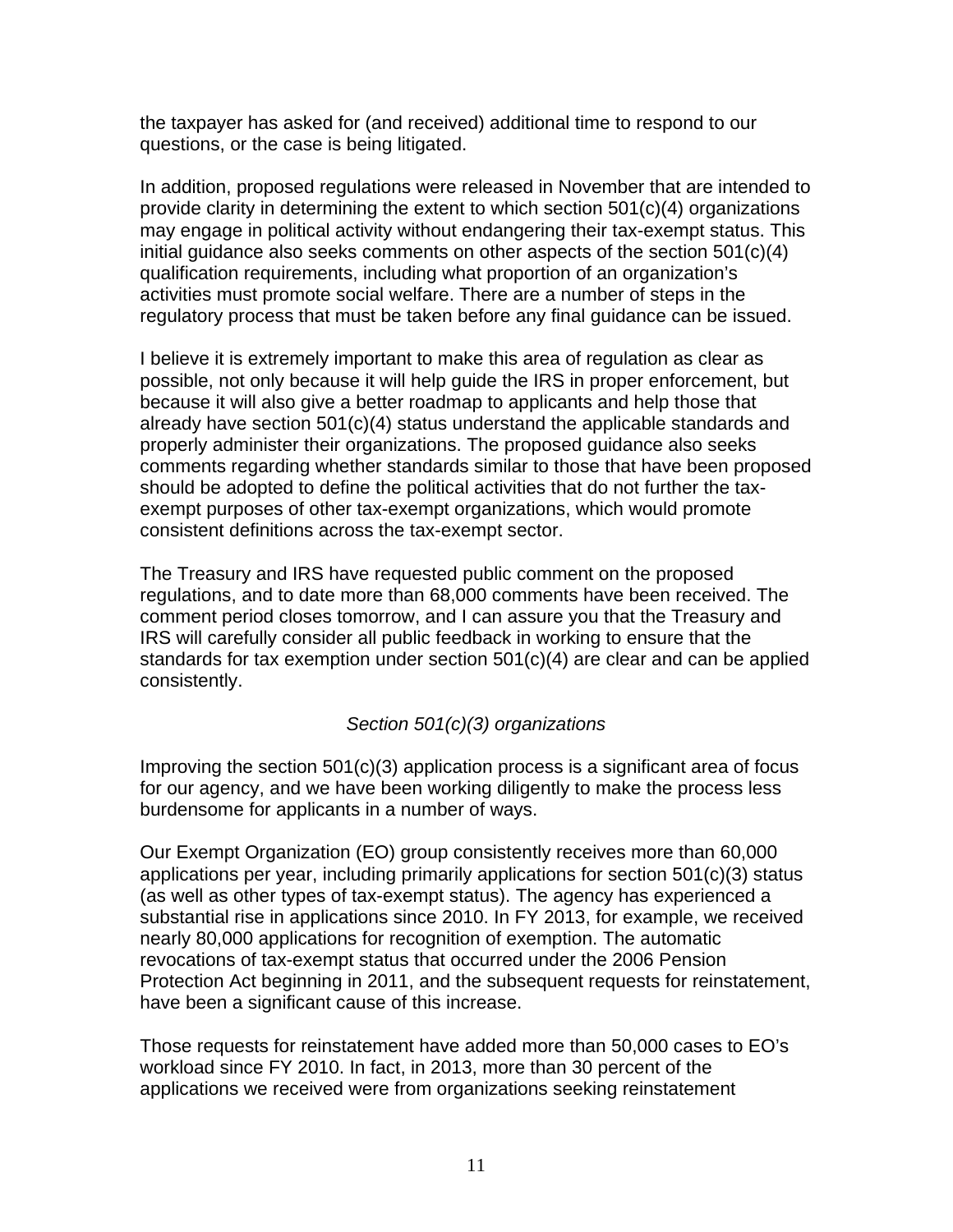the taxpayer has asked for (and received) additional time to respond to our questions, or the case is being litigated.

In addition, proposed regulations were released in November that are intended to provide clarity in determining the extent to which section 501(c)(4) organizations may engage in political activity without endangering their tax-exempt status. This initial guidance also seeks comments on other aspects of the section 501(c)(4) qualification requirements, including what proportion of an organization's activities must promote social welfare. There are a number of steps in the regulatory process that must be taken before any final guidance can be issued.

I believe it is extremely important to make this area of regulation as clear as possible, not only because it will help guide the IRS in proper enforcement, but because it will also give a better roadmap to applicants and help those that already have section 501(c)(4) status understand the applicable standards and properly administer their organizations. The proposed guidance also seeks comments regarding whether standards similar to those that have been proposed should be adopted to define the political activities that do not further the tax-exempt purposes of other tax-exempt organizations, which would promote consistent definitions across the tax-exempt sector.

The Treasury and IRS have requested public comment on the proposed regulations, and to date more than 68,000 comments have been received. The comment period closes tomorrow, and I can assure you that the Treasury and IRS will carefully consider all public feedback in working to ensure that the standards for tax exemption under section 501(c)(4) are clear and can be applied consistently.

*Section 501(c)(3) organizations*

Improving the section 501(c)(3) application process is a significant area of focus for our agency, and we have been working diligently to make the process less burdensome for applicants in a number of ways.

Our Exempt Organization (EO) group consistently receives more than 60,000 applications per year, including primarily applications for section 501(c)(3) status (as well as other types of tax-exempt status). The agency has experienced a substantial rise in applications since 2010. In FY 2013, for example, we received nearly 80,000 applications for recognition of exemption. The automatic revocations of tax-exempt status that occurred under the 2006 Pension Protection Act beginning in 2011, and the subsequent requests for reinstatement, have been a significant cause of this increase.

Those requests for reinstatement have added more than 50,000 cases to EO's workload since FY 2010. In fact, in 2013, more than 30 percent of the applications we received were from organizations seeking reinstatement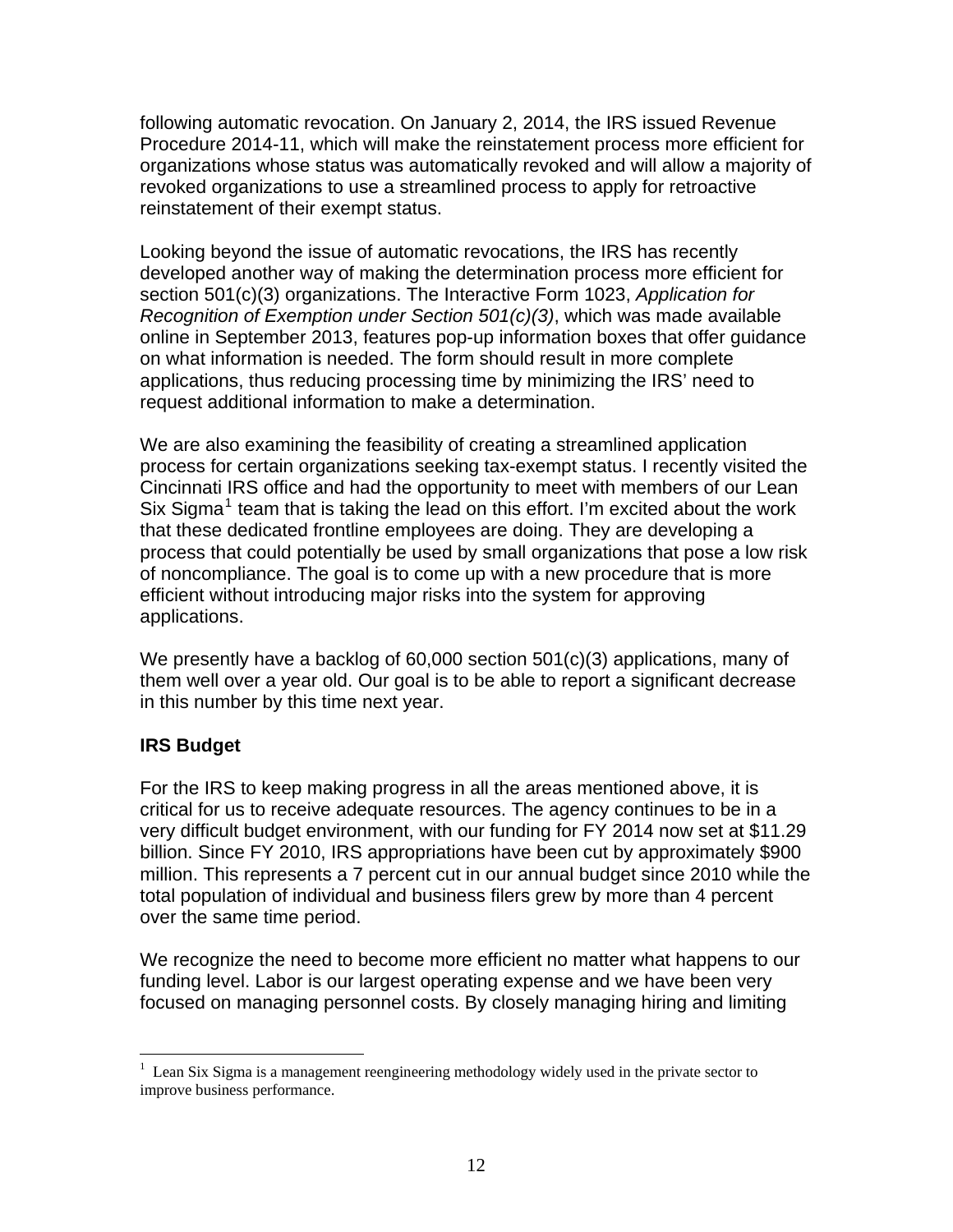following automatic revocation. On January 2, 2014, the IRS issued Revenue Procedure 2014-11, which will make the reinstatement process more efficient for organizations whose status was automatically revoked and will allow a majority of revoked organizations to use a streamlined process to apply for retroactive reinstatement of their exempt status.

Looking beyond the issue of automatic revocations, the IRS has recently developed another way of making the determination process more efficient for section 501(c)(3) organizations. The Interactive Form 1023, *Application for Recognition of Exemption under Section 501(c)(3)*, which was made available online in September 2013, features pop-up information boxes that offer guidance on what information is needed. The form should result in more complete applications, thus reducing processing time by minimizing the IRS' need to request additional information to make a determination.

We are also examining the feasibility of creating a streamlined application process for certain organizations seeking tax-exempt status. I recently visited the Cincinnati IRS office and had the opportunity to meet with members of our Lean Six Sigma[1] team that is taking the lead on this effort. I'm excited about the work that these dedicated frontline employees are doing. They are developing a process that could potentially be used by small organizations that pose a low risk of noncompliance. The goal is to come up with a new procedure that is more efficient without introducing major risks into the system for approving applications.

We presently have a backlog of 60,000 section 501(c)(3) applications, many of them well over a year old. Our goal is to be able to report a significant decrease in this number by this time next year.

**IRS Budget**

For the IRS to keep making progress in all the areas mentioned above, it is critical for us to receive adequate resources. The agency continues to be in a very difficult budget environment, with our funding for FY 2014 now set at $11.29 billion. Since FY 2010, IRS appropriations have been cut by approximately $900 million. This represents a 7 percent cut in our annual budget since 2010 while the total population of individual and business filers grew by more than 4 percent over the same time period.

We recognize the need to become more efficient no matter what happens to our funding level. Labor is our largest operating expense and we have been very focused on managing personnel costs. By closely managing hiring and limiting

[1] Lean Six Sigma is a management reengineering methodology widely used in the private sector to improve business performance.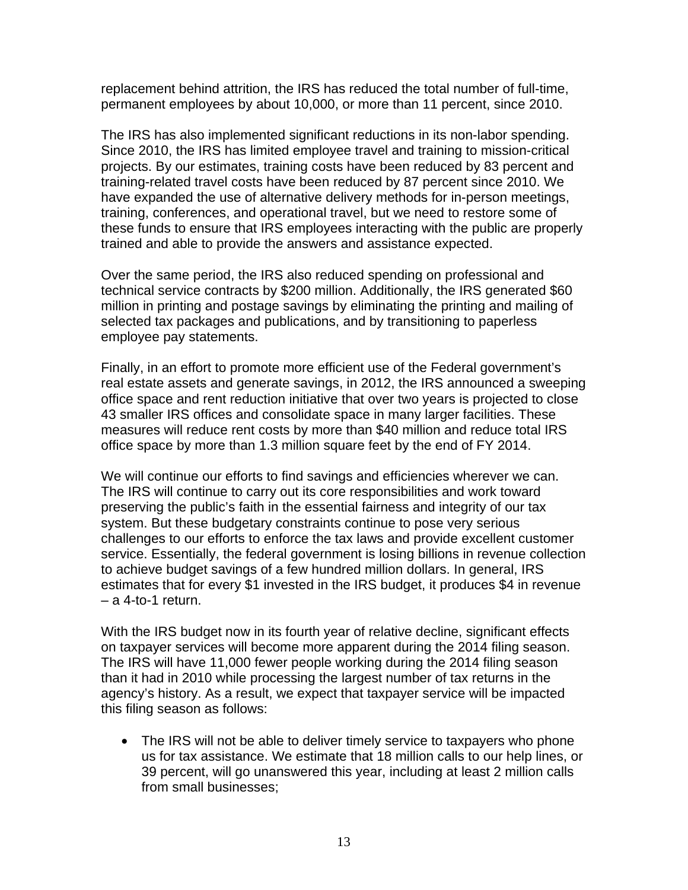replacement behind attrition, the IRS has reduced the total number of full-time, permanent employees by about 10,000, or more than 11 percent, since 2010.

The IRS has also implemented significant reductions in its non-labor spending. Since 2010, the IRS has limited employee travel and training to mission-critical projects. By our estimates, training costs have been reduced by 83 percent and training-related travel costs have been reduced by 87 percent since 2010. We have expanded the use of alternative delivery methods for in-person meetings, training, conferences, and operational travel, but we need to restore some of these funds to ensure that IRS employees interacting with the public are properly trained and able to provide the answers and assistance expected.

Over the same period, the IRS also reduced spending on professional and technical service contracts by $200 million. Additionally, the IRS generated $60 million in printing and postage savings by eliminating the printing and mailing of selected tax packages and publications, and by transitioning to paperless employee pay statements.

Finally, in an effort to promote more efficient use of the Federal government's real estate assets and generate savings, in 2012, the IRS announced a sweeping office space and rent reduction initiative that over two years is projected to close 43 smaller IRS offices and consolidate space in many larger facilities. These measures will reduce rent costs by more than $40 million and reduce total IRS office space by more than 1.3 million square feet by the end of FY 2014.

We will continue our efforts to find savings and efficiencies wherever we can. The IRS will continue to carry out its core responsibilities and work toward preserving the public's faith in the essential fairness and integrity of our tax system. But these budgetary constraints continue to pose very serious challenges to our efforts to enforce the tax laws and provide excellent customer service. Essentially, the federal government is losing billions in revenue collection to achieve budget savings of a few hundred million dollars. In general, IRS estimates that for every $1 invested in the IRS budget, it produces $4 in revenue – a 4-to-1 return.

With the IRS budget now in its fourth year of relative decline, significant effects on taxpayer services will become more apparent during the 2014 filing season. The IRS will have 11,000 fewer people working during the 2014 filing season than it had in 2010 while processing the largest number of tax returns in the agency's history. As a result, we expect that taxpayer service will be impacted this filing season as follows:

- The IRS will not be able to deliver timely service to taxpayers who phone us for tax assistance. We estimate that 18 million calls to our help lines, or 39 percent, will go unanswered this year, including at least 2 million calls from small businesses;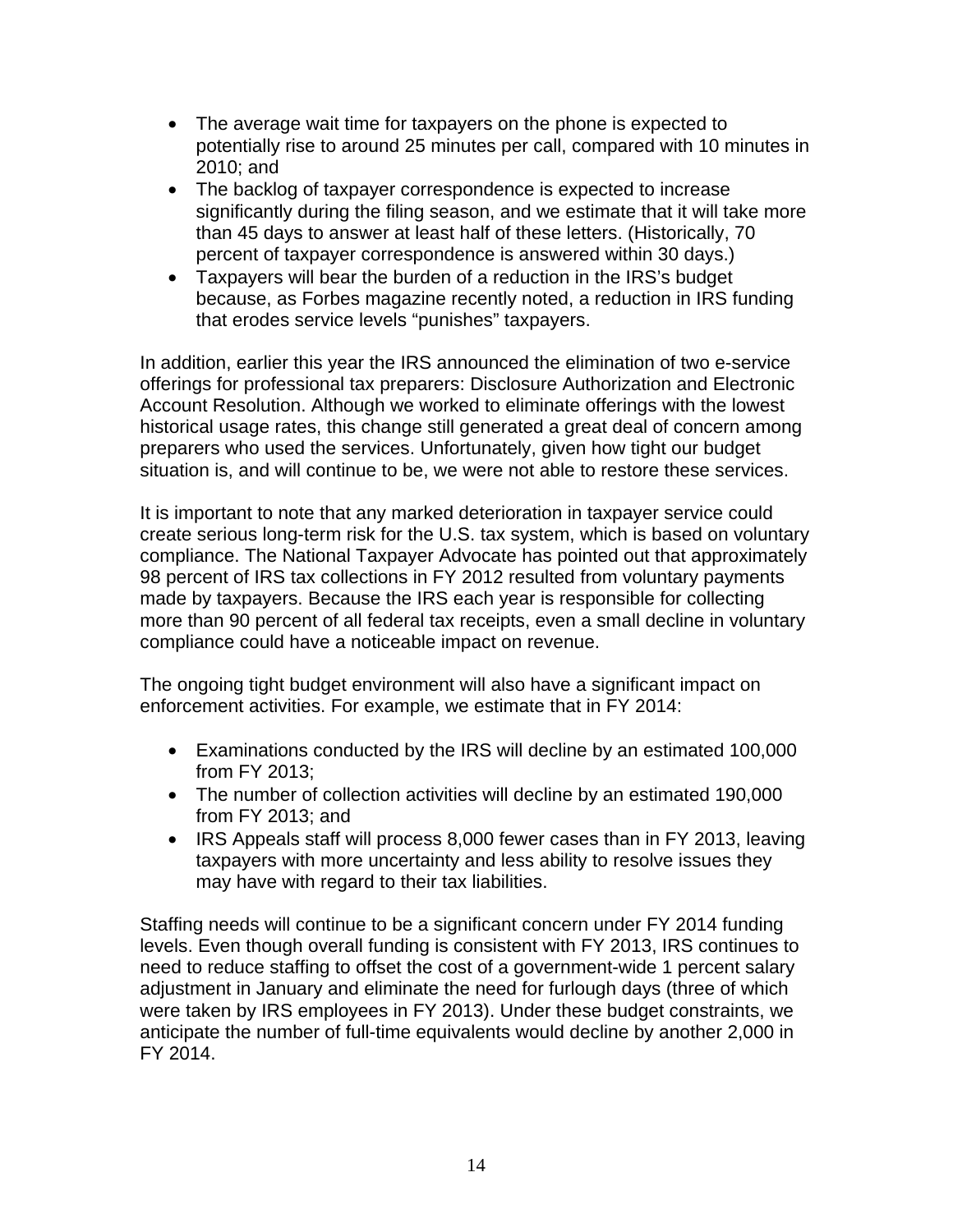- The average wait time for taxpayers on the phone is expected to potentially rise to around 25 minutes per call, compared with 10 minutes in 2010; and
- The backlog of taxpayer correspondence is expected to increase significantly during the filing season, and we estimate that it will take more than 45 days to answer at least half of these letters. (Historically, 70 percent of taxpayer correspondence is answered within 30 days.)
- Taxpayers will bear the burden of a reduction in the IRS's budget because, as Forbes magazine recently noted, a reduction in IRS funding that erodes service levels "punishes" taxpayers.

In addition, earlier this year the IRS announced the elimination of two e-service offerings for professional tax preparers: Disclosure Authorization and Electronic Account Resolution. Although we worked to eliminate offerings with the lowest historical usage rates, this change still generated a great deal of concern among preparers who used the services. Unfortunately, given how tight our budget situation is, and will continue to be, we were not able to restore these services.

It is important to note that any marked deterioration in taxpayer service could create serious long-term risk for the U.S. tax system, which is based on voluntary compliance. The National Taxpayer Advocate has pointed out that approximately 98 percent of IRS tax collections in FY 2012 resulted from voluntary payments made by taxpayers. Because the IRS each year is responsible for collecting more than 90 percent of all federal tax receipts, even a small decline in voluntary compliance could have a noticeable impact on revenue.

The ongoing tight budget environment will also have a significant impact on enforcement activities. For example, we estimate that in FY 2014:

- Examinations conducted by the IRS will decline by an estimated 100,000 from FY 2013;
- The number of collection activities will decline by an estimated 190,000 from FY 2013; and
- IRS Appeals staff will process 8,000 fewer cases than in FY 2013, leaving taxpayers with more uncertainty and less ability to resolve issues they may have with regard to their tax liabilities.

Staffing needs will continue to be a significant concern under FY 2014 funding levels. Even though overall funding is consistent with FY 2013, IRS continues to need to reduce staffing to offset the cost of a government-wide 1 percent salary adjustment in January and eliminate the need for furlough days (three of which were taken by IRS employees in FY 2013). Under these budget constraints, we anticipate the number of full-time equivalents would decline by another 2,000 in FY 2014.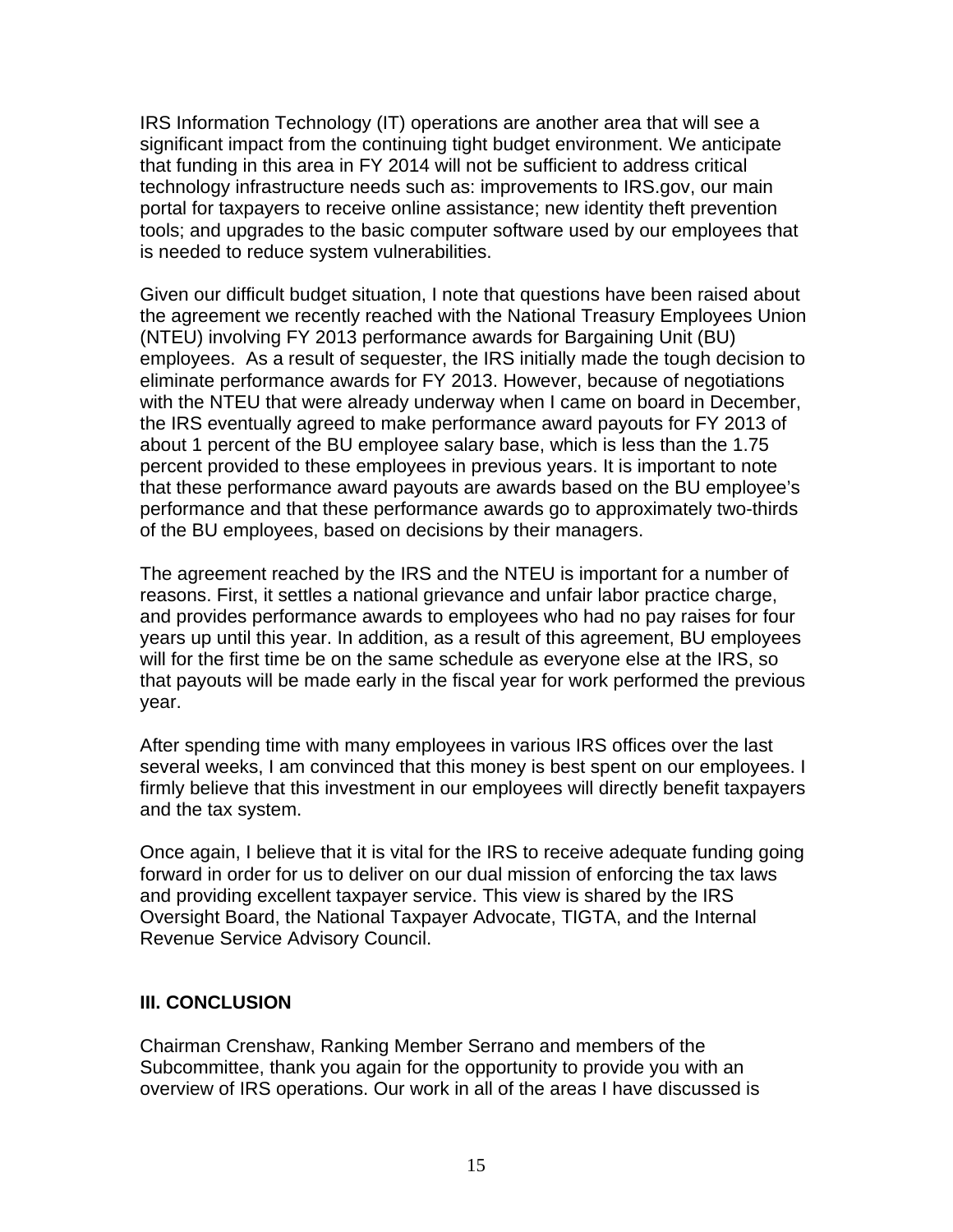IRS Information Technology (IT) operations are another area that will see a significant impact from the continuing tight budget environment. We anticipate that funding in this area in FY 2014 will not be sufficient to address critical technology infrastructure needs such as: improvements to IRS.gov, our main portal for taxpayers to receive online assistance; new identity theft prevention tools; and upgrades to the basic computer software used by our employees that is needed to reduce system vulnerabilities.

Given our difficult budget situation, I note that questions have been raised about the agreement we recently reached with the National Treasury Employees Union (NTEU) involving FY 2013 performance awards for Bargaining Unit (BU) employees. As a result of sequester, the IRS initially made the tough decision to eliminate performance awards for FY 2013. However, because of negotiations with the NTEU that were already underway when I came on board in December, the IRS eventually agreed to make performance award payouts for FY 2013 of about 1 percent of the BU employee salary base, which is less than the 1.75 percent provided to these employees in previous years. It is important to note that these performance award payouts are awards based on the BU employee's performance and that these performance awards go to approximately two-thirds of the BU employees, based on decisions by their managers.

The agreement reached by the IRS and the NTEU is important for a number of reasons. First, it settles a national grievance and unfair labor practice charge, and provides performance awards to employees who had no pay raises for four years up until this year. In addition, as a result of this agreement, BU employees will for the first time be on the same schedule as everyone else at the IRS, so that payouts will be made early in the fiscal year for work performed the previous year.

After spending time with many employees in various IRS offices over the last several weeks, I am convinced that this money is best spent on our employees. I firmly believe that this investment in our employees will directly benefit taxpayers and the tax system.

Once again, I believe that it is vital for the IRS to receive adequate funding going forward in order for us to deliver on our dual mission of enforcing the tax laws and providing excellent taxpayer service. This view is shared by the IRS Oversight Board, the National Taxpayer Advocate, TIGTA, and the Internal Revenue Service Advisory Council.

## III. CONCLUSION

Chairman Crenshaw, Ranking Member Serrano and members of the Subcommittee, thank you again for the opportunity to provide you with an overview of IRS operations. Our work in all of the areas I have discussed is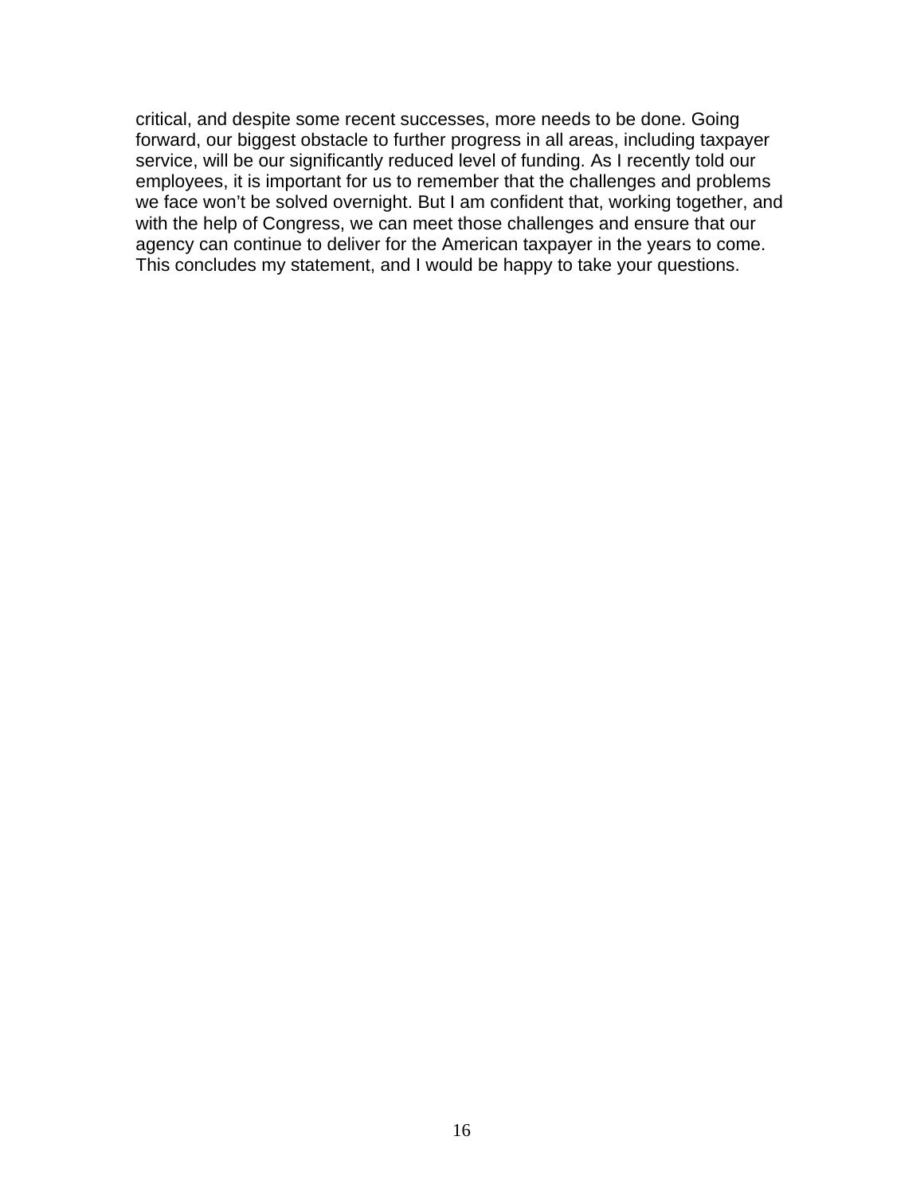critical, and despite some recent successes, more needs to be done. Going forward, our biggest obstacle to further progress in all areas, including taxpayer service, will be our significantly reduced level of funding. As I recently told our employees, it is important for us to remember that the challenges and problems we face won't be solved overnight. But I am confident that, working together, and with the help of Congress, we can meet those challenges and ensure that our agency can continue to deliver for the American taxpayer in the years to come. This concludes my statement, and I would be happy to take your questions.